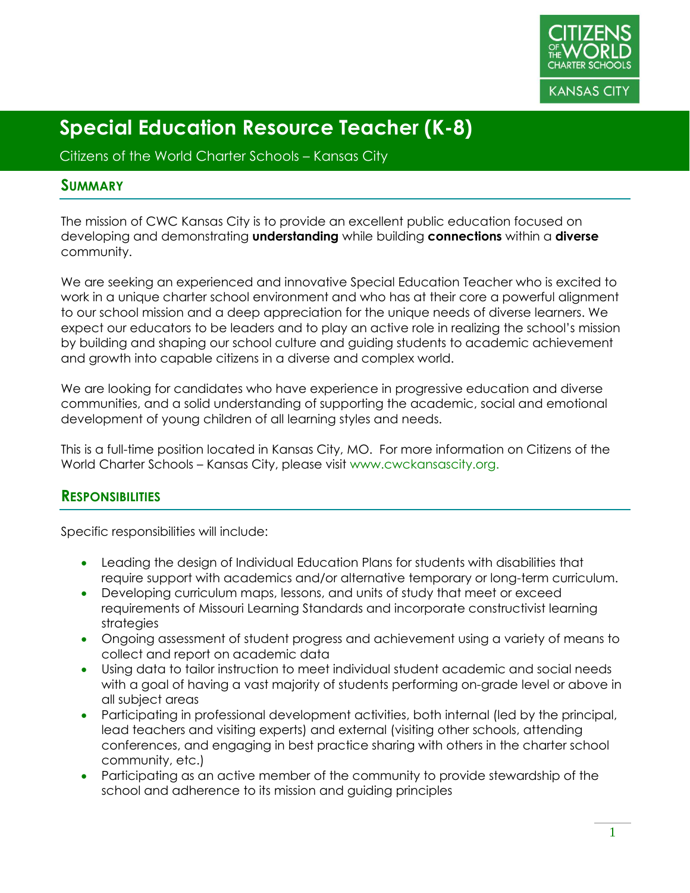# Special Education Resource Teacher (K-8)

Citizens of the World Charter Schools – Kansas City

## Summary

The mission of CWC Kansas City is to provide an excellent public education focused on developing and demonstrating **understanding** while building **connections** within a **diverse** community.

We are seeking an experienced and innovative Special Education Teacher who is excited to work in a unique charter school environment and who has at their core a powerful alignment to our school mission and a deep appreciation for the unique needs of diverse learners. We expect our educators to be leaders and to play an active role in realizing the school's mission by building and shaping our school culture and guiding students to academic achievement and growth into capable citizens in a diverse and complex world.

We are looking for candidates who have experience in progressive education and diverse communities, and a solid understanding of supporting the academic, social and emotional development of young children of all learning styles and needs.

This is a full-time position located in Kansas City, MO. For more information on Citizens of the World Charter Schools – Kansas City, please visit www.cwckansascity.org.

## Responsibilities

Specific responsibilities will include:

- Leading the design of Individual Education Plans for students with disabilities that require support with academics and/or alternative temporary or long-term curriculum.
- Developing curriculum maps, lessons, and units of study that meet or exceed requirements of Missouri Learning Standards and incorporate constructivist learning strategies
- Ongoing assessment of student progress and achievement using a variety of means to collect and report on academic data
- Using data to tailor instruction to meet individual student academic and social needs with a goal of having a vast majority of students performing on-grade level or above in all subject areas
- Participating in professional development activities, both internal (led by the principal, lead teachers and visiting experts) and external (visiting other schools, attending conferences, and engaging in best practice sharing with others in the charter school community, etc.)
- Participating as an active member of the community to provide stewardship of the school and adherence to its mission and guiding principles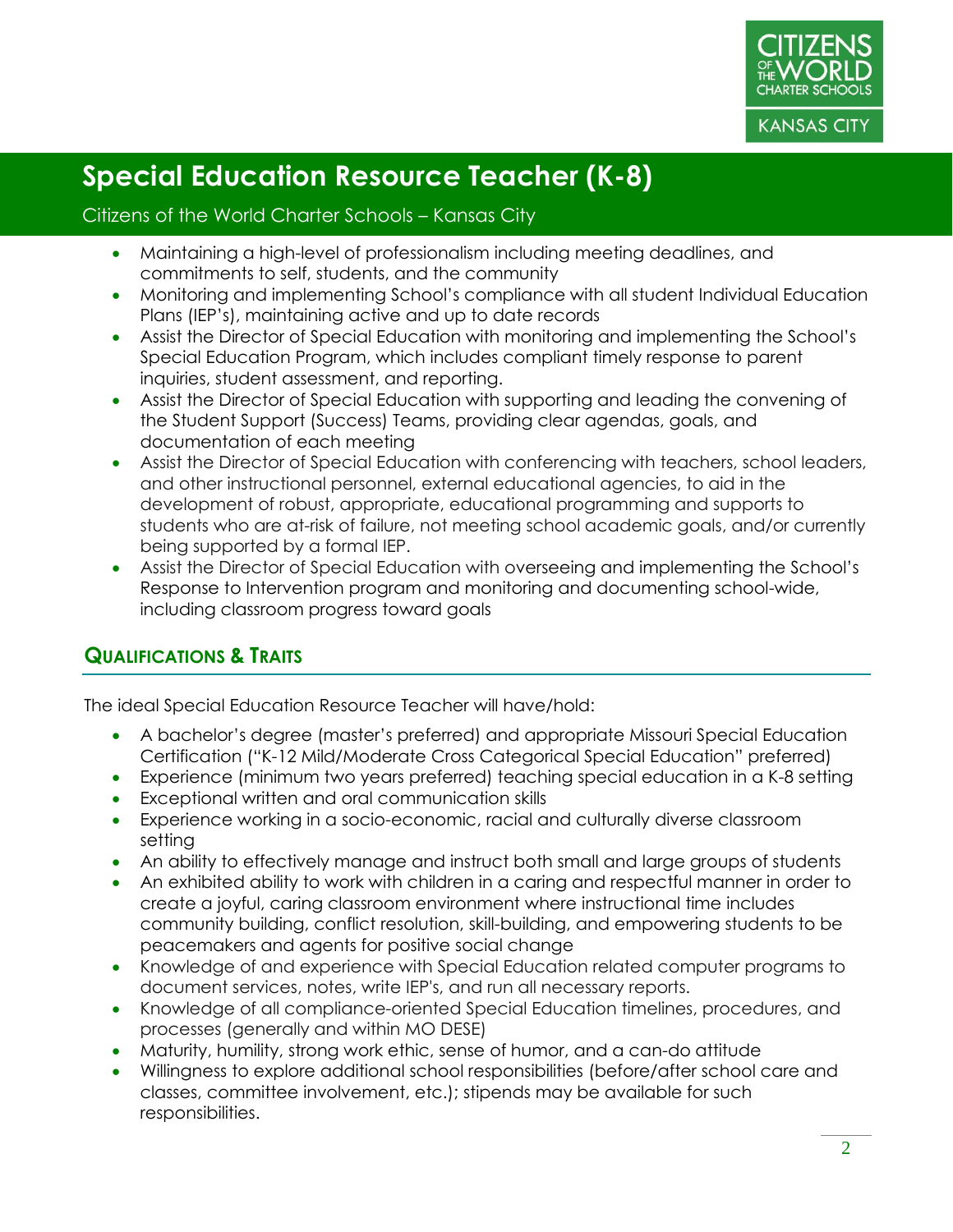- Maintaining a high-level of professionalism including meeting deadlines, and commitments to self, students, and the community
- Monitoring and implementing School's compliance with all student Individual Education Plans (IEP's), maintaining active and up to date records
- Assist the Director of Special Education with monitoring and implementing the School's Special Education Program, which includes compliant timely response to parent inquiries, student assessment, and reporting.
- Assist the Director of Special Education with supporting and leading the convening of the Student Support (Success) Teams, providing clear agendas, goals, and documentation of each meeting
- Assist the Director of Special Education with conferencing with teachers, school leaders, and other instructional personnel, external educational agencies, to aid in the development of robust, appropriate, educational programming and supports to students who are at-risk of failure, not meeting school academic goals, and/or currently being supported by a formal IEP.
- Assist the Director of Special Education with overseeing and implementing the School's Response to Intervention program and monitoring and documenting school-wide, including classroom progress toward goals

## Qualifications & Traits

The ideal Special Education Resource Teacher will have/hold:

- A bachelor's degree (master's preferred) and appropriate Missouri Special Education Certification ("K-12 Mild/Moderate Cross Categorical Special Education" preferred)
- Experience (minimum two years preferred) teaching special education in a K-8 setting
- Exceptional written and oral communication skills
- Experience working in a socio-economic, racial and culturally diverse classroom setting
- An ability to effectively manage and instruct both small and large groups of students
- An exhibited ability to work with children in a caring and respectful manner in order to create a joyful, caring classroom environment where instructional time includes community building, conflict resolution, skill-building, and empowering students to be peacemakers and agents for positive social change
- Knowledge of and experience with Special Education related computer programs to document services, notes, write IEP's, and run all necessary reports.
- Knowledge of all compliance-oriented Special Education timelines, procedures, and processes (generally and within MO DESE)
- Maturity, humility, strong work ethic, sense of humor, and a can-do attitude
- Willingness to explore additional school responsibilities (before/after school care and classes, committee involvement, etc.); stipends may be available for such responsibilities.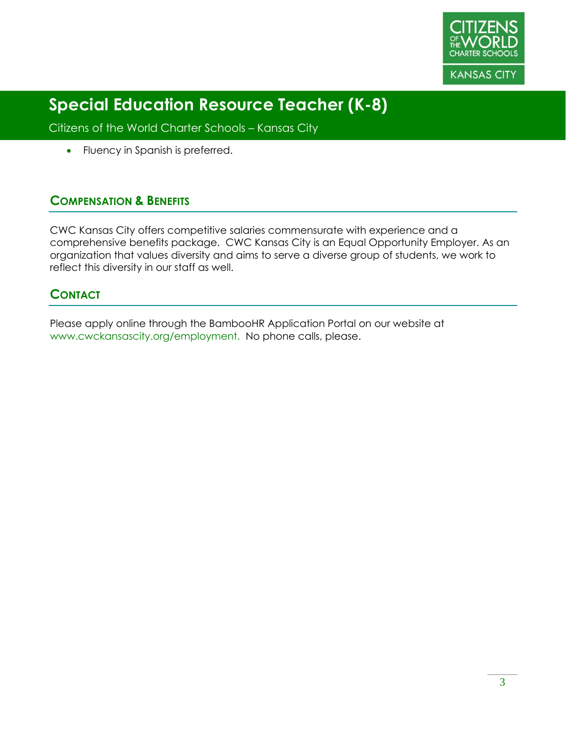- Fluency in Spanish is preferred.

## Compensation & Benefits

CWC Kansas City offers competitive salaries commensurate with experience and a comprehensive benefits package. CWC Kansas City is an Equal Opportunity Employer. As an organization that values diversity and aims to serve a diverse group of students, we work to reflect this diversity in our staff as well.

## Contact

Please apply online through the BambooHR Application Portal on our website at www.cwckansascity.org/employment. No phone calls, please.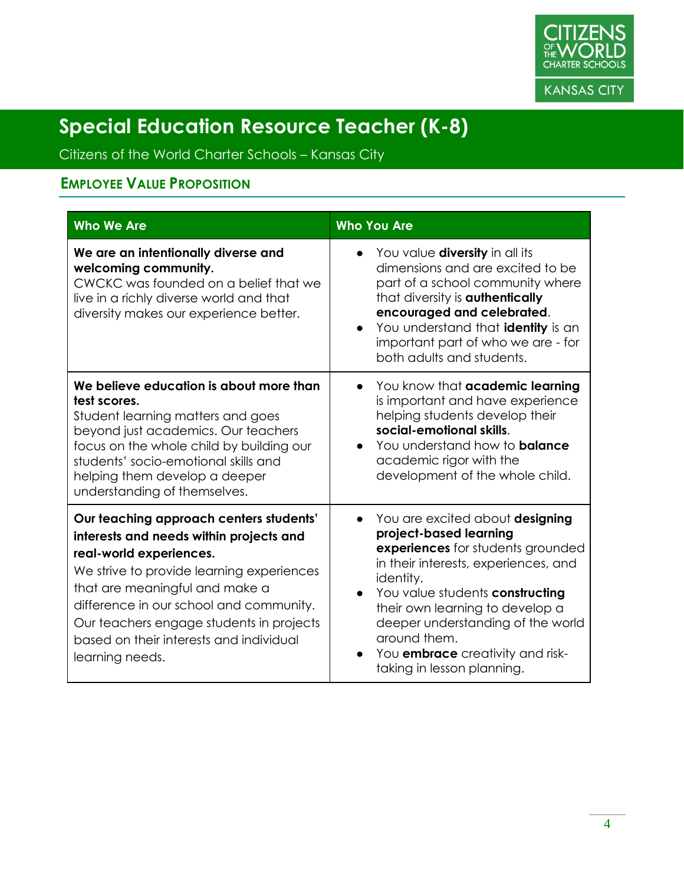# Special Education Resource Teacher (K-8)

Citizens of the World Charter Schools – Kansas City

## Employee Value Proposition

| Who We Are | Who You Are |
|---|---|
| **We are an intentionally diverse and welcoming community.** CWCKC was founded on a belief that we live in a richly diverse world and that diversity makes our experience better. | • You value **diversity** in all its dimensions and are excited to be part of a school community where that diversity is **authentically encouraged and celebrated**.<br>• You understand that **identity** is an important part of who we are - for both adults and students. |
| **We believe education is about more than test scores.** Student learning matters and goes beyond just academics. Our teachers focus on the whole child by building our students' socio-emotional skills and helping them develop a deeper understanding of themselves. | • You know that **academic learning** is important and have experience helping students develop their **social-emotional skills**.<br>• You understand how to **balance** academic rigor with the development of the whole child. |
| **Our teaching approach centers students' interests and needs within projects and real-world experiences.** We strive to provide learning experiences that are meaningful and make a difference in our school and community. Our teachers engage students in projects based on their interests and individual learning needs. | • You are excited about **designing project-based learning experiences** for students grounded in their interests, experiences, and identity.<br>• You value students **constructing** their own learning to develop a deeper understanding of the world around them.<br>• You **embrace** creativity and risk-taking in lesson planning. |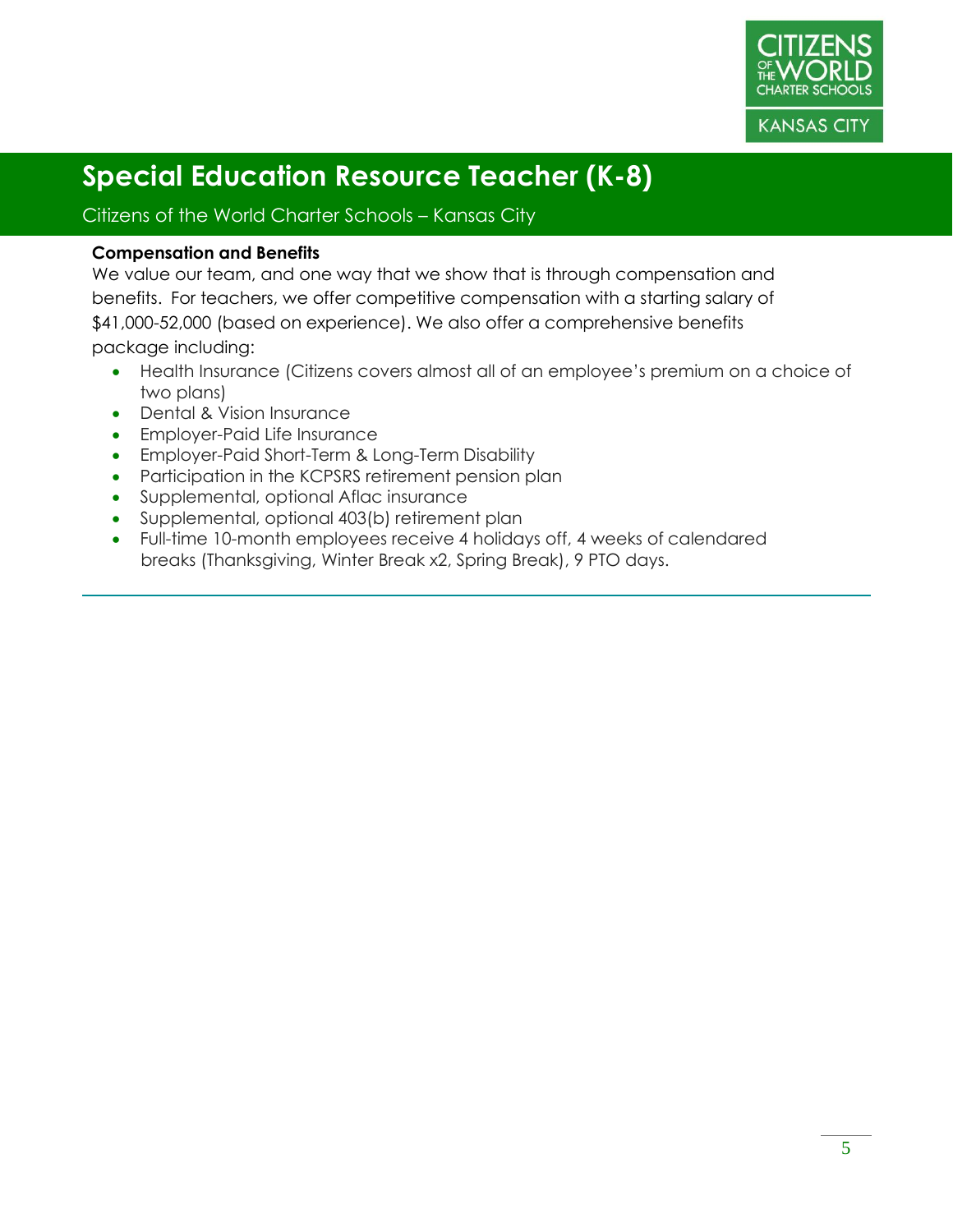# Special Education Resource Teacher (K-8)

Citizens of the World Charter Schools – Kansas City

**Compensation and Benefits**

We value our team, and one way that we show that is through compensation and benefits. For teachers, we offer competitive compensation with a starting salary of $41,000-52,000 (based on experience). We also offer a comprehensive benefits package including:

- Health Insurance (Citizens covers almost all of an employee's premium on a choice of two plans)
- Dental & Vision Insurance
- Employer-Paid Life Insurance
- Employer-Paid Short-Term & Long-Term Disability
- Participation in the KCPSRS retirement pension plan
- Supplemental, optional Aflac insurance
- Supplemental, optional 403(b) retirement plan
- Full-time 10-month employees receive 4 holidays off, 4 weeks of calendared breaks (Thanksgiving, Winter Break x2, Spring Break), 9 PTO days.